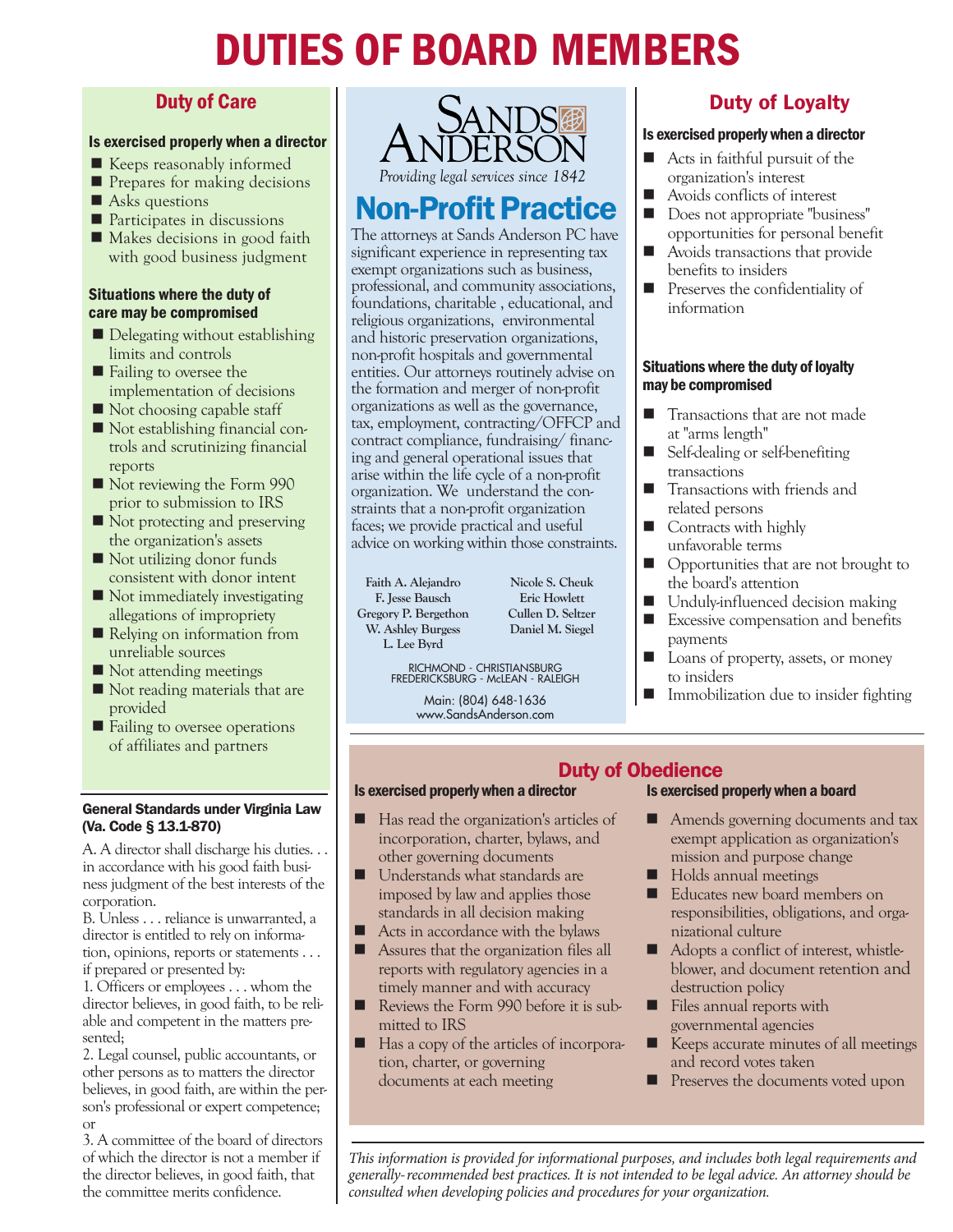# DUTIES OF BOARD MEMBERS

## Duty of Care

### Is exercised properly when a director

- Keeps reasonably informed
- Prepares for making decisions
- Asks questions
- Participates in discussions
- Makes decisions in good faith with good business judgment

### Situations where the duty of care may be compromised

- Delegating without establishing limits and controls
- Failing to oversee the implementation of decisions
- Not choosing capable staff
- Not establishing financial controls and scrutinizing financial reports
- Not reviewing the Form 990 prior to submission to IRS
- Not protecting and preserving the organization's assets
- Not utilizing donor funds consistent with donor intent
- Not immediately investigating allegations of impropriety
- Relying on information from unreliable sources
- Not attending meetings
- Not reading materials that are provided
- Failing to oversee operations of affiliates and partners

### General Standards under Virginia Law (Va. Code § 13.1-870)

A. A director shall discharge his duties. . . in accordance with his good faith business judgment of the best interests of the corporation.

B. Unless . . . reliance is unwarranted, a director is entitled to rely on information, opinions, reports or statements . . . if prepared or presented by:

1. Officers or employees . . . whom the director believes, in good faith, to be reliable and competent in the matters presented;
2. Legal counsel, public accountants, or other persons as to matters the director believes, in good faith, are within the person's professional or expert competence; or
3. A committee of the board of directors of which the director is not a member if the director believes, in good faith, that the committee merits confidence.

---

**SANDS ANDERSON**

*Providing legal services since 1842*

## Non-Profit Practice

The attorneys at Sands Anderson PC have significant experience in representing tax exempt organizations such as business, professional, and community associations, foundations, charitable , educational, and religious organizations, environmental and historic preservation organizations, non-profit hospitals and governmental entities. Our attorneys routinely advise on the formation and merger of non-profit organizations as well as the governance, tax, employment, contracting/OFFCP and contract compliance, fundraising/ financing and general operational issues that arise within the life cycle of a non-profit organization. We understand the constraints that a non-profit organization faces; we provide practical and useful advice on working within those constraints.

**Faith A. Alejandro**
**F. Jesse Bausch**
**Gregory P. Bergethon**
**W. Ashley Burgess**
**L. Lee Byrd**
**Nicole S. Cheuk**
**Eric Howlett**
**Cullen D. Seltzer**
**Daniel M. Siegel**

RICHMOND - CHRISTIANSBURG
FREDERICKSBURG - McLEAN - RALEIGH

Main: (804) 648-1636
www.SandsAnderson.com

---

## Duty of Loyalty

### Is exercised properly when a director

- Acts in faithful pursuit of the organization's interest
- Avoids conflicts of interest
- Does not appropriate "business" opportunities for personal benefit
- Avoids transactions that provide benefits to insiders
- Preserves the confidentiality of information

### Situations where the duty of loyalty may be compromised

- Transactions that are not made at "arms length"
- Self-dealing or self-benefiting transactions
- Transactions with friends and related persons
- Contracts with highly unfavorable terms
- Opportunities that are not brought to the board's attention
- Unduly-influenced decision making
- Excessive compensation and benefits payments
- Loans of property, assets, or money to insiders
- Immobilization due to insider fighting

## Duty of Obedience

### Is exercised properly when a director

- Has read the organization's articles of incorporation, charter, bylaws, and other governing documents
- Understands what standards are imposed by law and applies those standards in all decision making
- Acts in accordance with the bylaws
- Assures that the organization files all reports with regulatory agencies in a timely manner and with accuracy
- Reviews the Form 990 before it is submitted to IRS
- Has a copy of the articles of incorporation, charter, or governing documents at each meeting

### Is exercised properly when a board

- Amends governing documents and tax exempt application as organization's mission and purpose change
- Holds annual meetings
- Educates new board members on responsibilities, obligations, and organizational culture
- Adopts a conflict of interest, whistleblower, and document retention and destruction policy
- Files annual reports with governmental agencies
- Keeps accurate minutes of all meetings and record votes taken
- Preserves the documents voted upon

*This information is provided for informational purposes, and includes both legal requirements and generally-recommended best practices. It is not intended to be legal advice. An attorney should be consulted when developing policies and procedures for your organization.*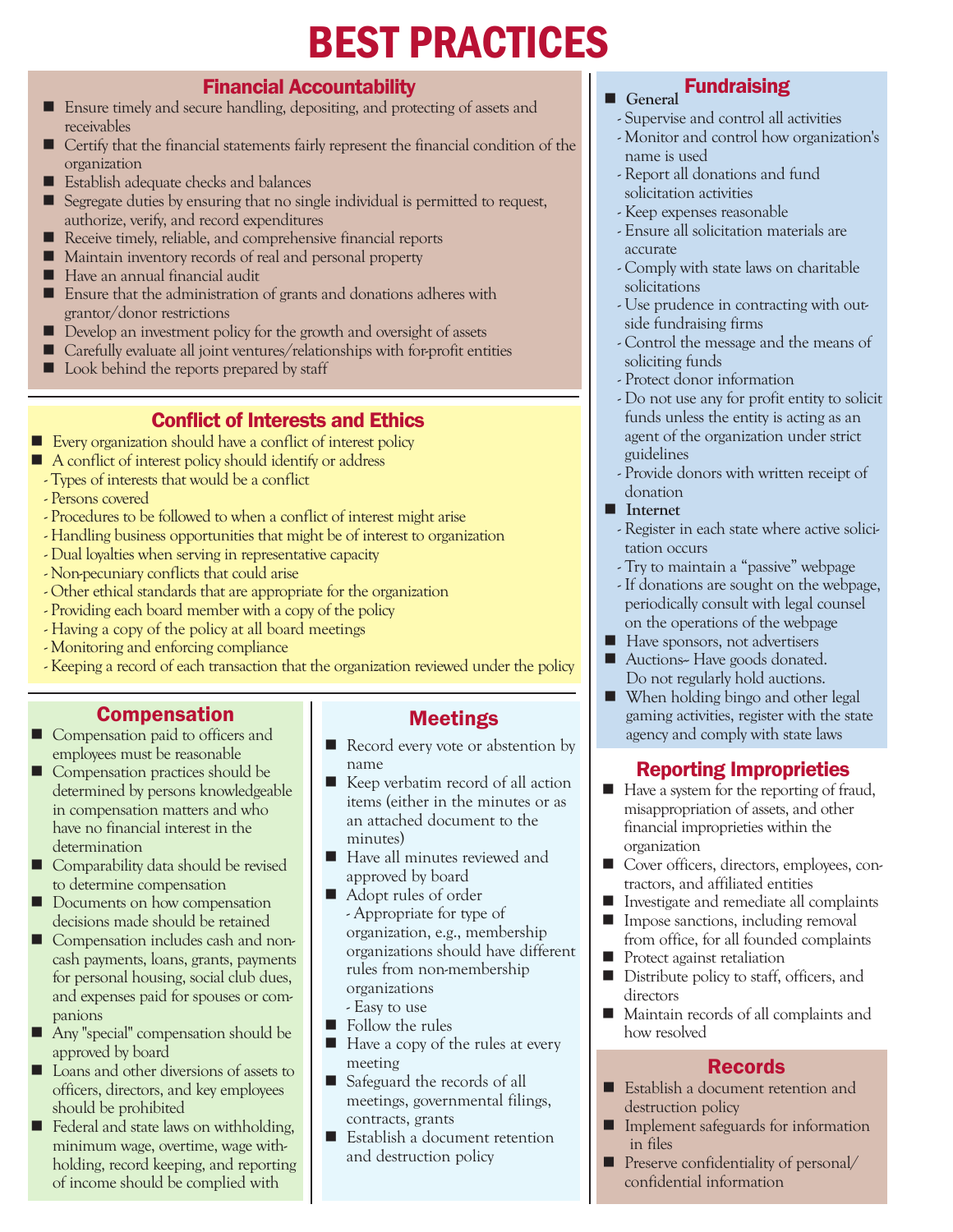# BEST PRACTICES

## Financial Accountability

- Ensure timely and secure handling, depositing, and protecting of assets and receivables
- Certify that the financial statements fairly represent the financial condition of the organization
- Establish adequate checks and balances
- Segregate duties by ensuring that no single individual is permitted to request, authorize, verify, and record expenditures
- Receive timely, reliable, and comprehensive financial reports
- Maintain inventory records of real and personal property
- Have an annual financial audit
- Ensure that the administration of grants and donations adheres with grantor/donor restrictions
- Develop an investment policy for the growth and oversight of assets
- Carefully evaluate all joint ventures/relationships with for-profit entities
- Look behind the reports prepared by staff

## Conflict of Interests and Ethics

- Every organization should have a conflict of interest policy
- A conflict of interest policy should identify or address
  - Types of interests that would be a conflict
  - Persons covered
  - Procedures to be followed to when a conflict of interest might arise
  - Handling business opportunities that might be of interest to organization
  - Dual loyalties when serving in representative capacity
  - Non-pecuniary conflicts that could arise
  - Other ethical standards that are appropriate for the organization
  - Providing each board member with a copy of the policy
  - Having a copy of the policy at all board meetings
  - Monitoring and enforcing compliance
  - Keeping a record of each transaction that the organization reviewed under the policy

## Compensation

- Compensation paid to officers and employees must be reasonable
- Compensation practices should be determined by persons knowledgeable in compensation matters and who have no financial interest in the determination
- Comparability data should be revised to determine compensation
- Documents on how compensation decisions made should be retained
- Compensation includes cash and non-cash payments, loans, grants, payments for personal housing, social club dues, and expenses paid for spouses or companions
- Any "special" compensation should be approved by board
- Loans and other diversions of assets to officers, directors, and key employees should be prohibited
- Federal and state laws on withholding, minimum wage, overtime, wage withholding, record keeping, and reporting of income should be complied with

## Meetings

- Record every vote or abstention by name
- Keep verbatim record of all action items (either in the minutes or as an attached document to the minutes)
- Have all minutes reviewed and approved by board
- Adopt rules of order
  - Appropriate for type of organization, e.g., membership organizations should have different rules from non-membership organizations
  - Easy to use
- Follow the rules
- Have a copy of the rules at every meeting
- Safeguard the records of all meetings, governmental filings, contracts, grants
- Establish a document retention and destruction policy

## Fundraising

- **General**
  - Supervise and control all activities
  - Monitor and control how organization's name is used
  - Report all donations and fund solicitation activities
  - Keep expenses reasonable
  - Ensure all solicitation materials are accurate
  - Comply with state laws on charitable solicitations
  - Use prudence in contracting with outside fundraising firms
  - Control the message and the means of soliciting funds
  - Protect donor information
  - Do not use any for profit entity to solicit funds unless the entity is acting as an agent of the organization under strict guidelines
  - Provide donors with written receipt of donation
- **Internet**
  - Register in each state where active solicitation occurs
  - Try to maintain a "passive" webpage
  - If donations are sought on the webpage, periodically consult with legal counsel on the operations of the webpage
- Have sponsors, not advertisers
- Auctions- Have goods donated. Do not regularly hold auctions.
- When holding bingo and other legal gaming activities, register with the state agency and comply with state laws

## Reporting Improprieties

- Have a system for the reporting of fraud, misappropriation of assets, and other financial improprieties within the organization
- Cover officers, directors, employees, contractors, and affiliated entities
- Investigate and remediate all complaints
- Impose sanctions, including removal from office, for all founded complaints
- Protect against retaliation
- Distribute policy to staff, officers, and directors
- Maintain records of all complaints and how resolved

## Records

- Establish a document retention and destruction policy
- Implement safeguards for information in files
- Preserve confidentiality of personal/confidential information